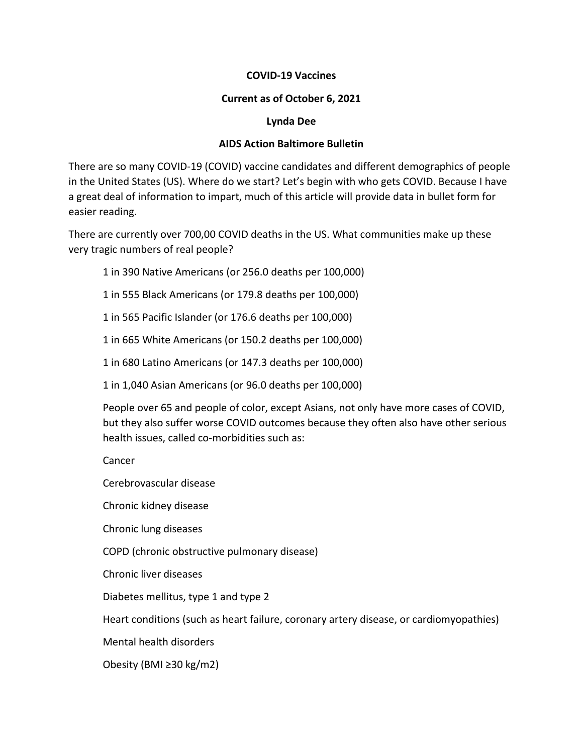**COVID-19 Vaccines**

**Current as of October 6, 2021**

**Lynda Dee**

**AIDS Action Baltimore Bulletin**

There are so many COVID-19 (COVID) vaccine candidates and different demographics of people in the United States (US). Where do we start? Let's begin with who gets COVID. Because I have a great deal of information to impart, much of this article will provide data in bullet form for easier reading.

There are currently over 700,00 COVID deaths in the US. What communities make up these very tragic numbers of real people?

1 in 390 Native Americans (or 256.0 deaths per 100,000)

1 in 555 Black Americans (or 179.8 deaths per 100,000)

1 in 565 Pacific Islander (or 176.6 deaths per 100,000)

1 in 665 White Americans (or 150.2 deaths per 100,000)

1 in 680 Latino Americans (or 147.3 deaths per 100,000)

1 in 1,040 Asian Americans (or 96.0 deaths per 100,000)

People over 65 and people of color, except Asians, not only have more cases of COVID, but they also suffer worse COVID outcomes because they often also have other serious health issues, called co-morbidities such as:

Cancer

Cerebrovascular disease

Chronic kidney disease

Chronic lung diseases

COPD (chronic obstructive pulmonary disease)

Chronic liver diseases

Diabetes mellitus, type 1 and type 2

Heart conditions (such as heart failure, coronary artery disease, or cardiomyopathies)

Mental health disorders

Obesity (BMI ≥30 $kg/m^2$)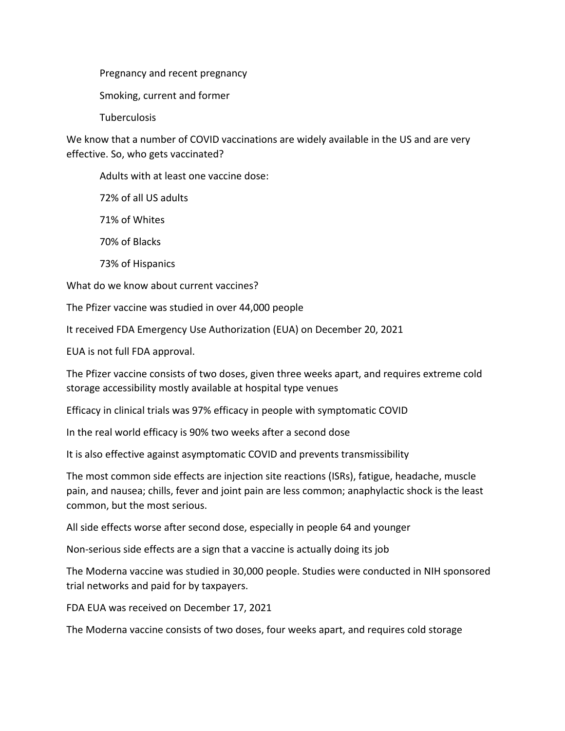Pregnancy and recent pregnancy

Smoking, current and former

Tuberculosis

We know that a number of COVID vaccinations are widely available in the US and are very effective. So, who gets vaccinated?

Adults with at least one vaccine dose:

72% of all US adults

71% of Whites

70% of Blacks

73% of Hispanics

What do we know about current vaccines?

The Pfizer vaccine was studied in over 44,000 people

It received FDA Emergency Use Authorization (EUA) on December 20, 2021

EUA is not full FDA approval.

The Pfizer vaccine consists of two doses, given three weeks apart, and requires extreme cold storage accessibility mostly available at hospital type venues

Efficacy in clinical trials was 97% efficacy in people with symptomatic COVID

In the real world efficacy is 90% two weeks after a second dose

It is also effective against asymptomatic COVID and prevents transmissibility

The most common side effects are injection site reactions (ISRs), fatigue, headache, muscle pain, and nausea; chills, fever and joint pain are less common; anaphylactic shock is the least common, but the most serious.

All side effects worse after second dose, especially in people 64 and younger

Non-serious side effects are a sign that a vaccine is actually doing its job

The Moderna vaccine was studied in 30,000 people. Studies were conducted in NIH sponsored trial networks and paid for by taxpayers.

FDA EUA was received on December 17, 2021

The Moderna vaccine consists of two doses, four weeks apart, and requires cold storage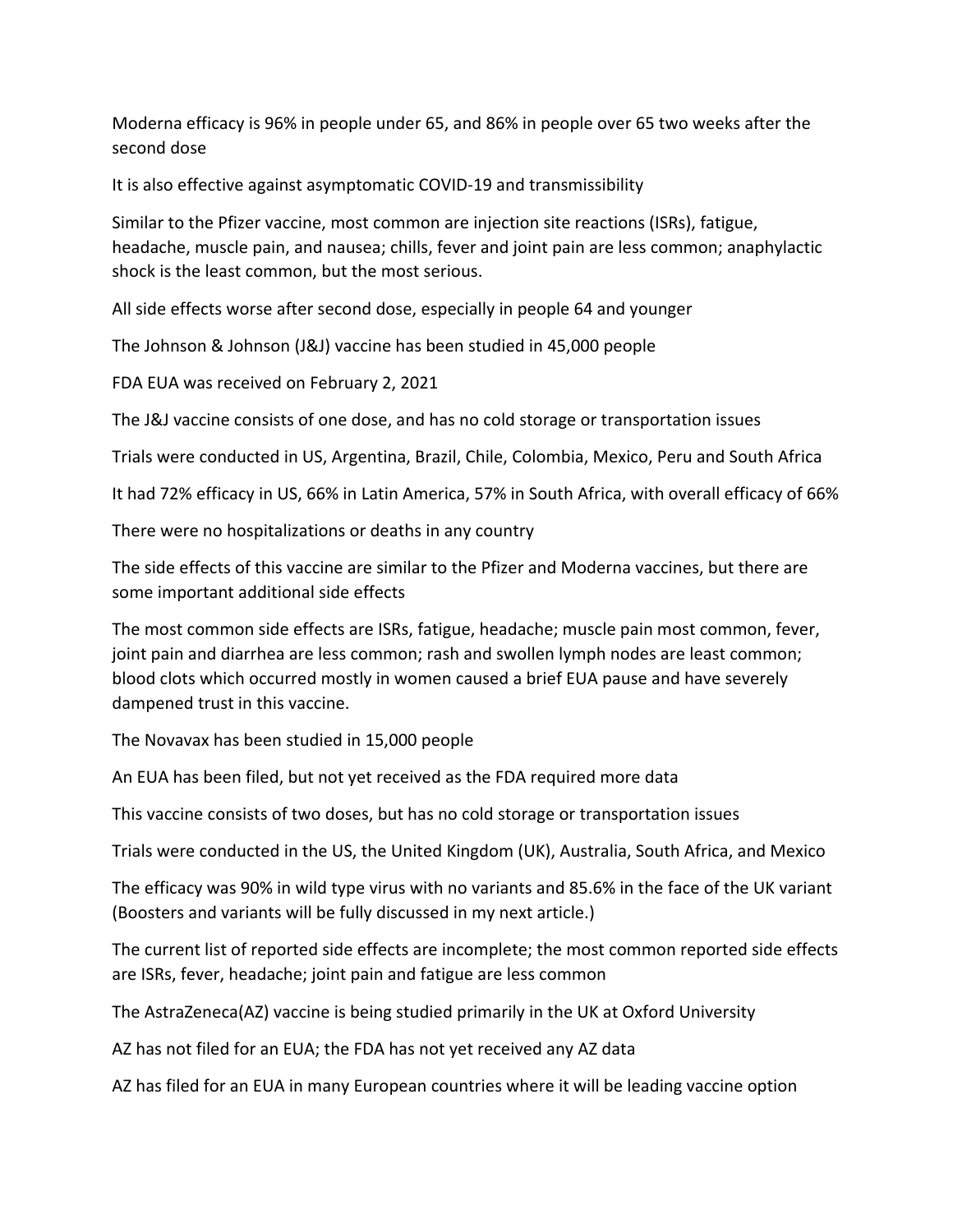Moderna efficacy is 96% in people under 65, and 86% in people over 65 two weeks after the second dose

It is also effective against asymptomatic COVID-19 and transmissibility

Similar to the Pfizer vaccine, most common are injection site reactions (ISRs), fatigue, headache, muscle pain, and nausea; chills, fever and joint pain are less common; anaphylactic shock is the least common, but the most serious.

All side effects worse after second dose, especially in people 64 and younger

The Johnson & Johnson (J&J) vaccine has been studied in 45,000 people

FDA EUA was received on February 2, 2021

The J&J vaccine consists of one dose, and has no cold storage or transportation issues

Trials were conducted in US, Argentina, Brazil, Chile, Colombia, Mexico, Peru and South Africa

It had 72% efficacy in US, 66% in Latin America, 57% in South Africa, with overall efficacy of 66%

There were no hospitalizations or deaths in any country

The side effects of this vaccine are similar to the Pfizer and Moderna vaccines, but there are some important additional side effects

The most common side effects are ISRs, fatigue, headache; muscle pain most common, fever, joint pain and diarrhea are less common; rash and swollen lymph nodes are least common; blood clots which occurred mostly in women caused a brief EUA pause and have severely dampened trust in this vaccine.

The Novavax has been studied in 15,000 people

An EUA has been filed, but not yet received as the FDA required more data

This vaccine consists of two doses, but has no cold storage or transportation issues

Trials were conducted in the US, the United Kingdom (UK), Australia, South Africa, and Mexico

The efficacy was 90% in wild type virus with no variants and 85.6% in the face of the UK variant (Boosters and variants will be fully discussed in my next article.)

The current list of reported side effects are incomplete; the most common reported side effects are ISRs, fever, headache; joint pain and fatigue are less common

The AstraZeneca(AZ) vaccine is being studied primarily in the UK at Oxford University

AZ has not filed for an EUA; the FDA has not yet received any AZ data

AZ has filed for an EUA in many European countries where it will be leading vaccine option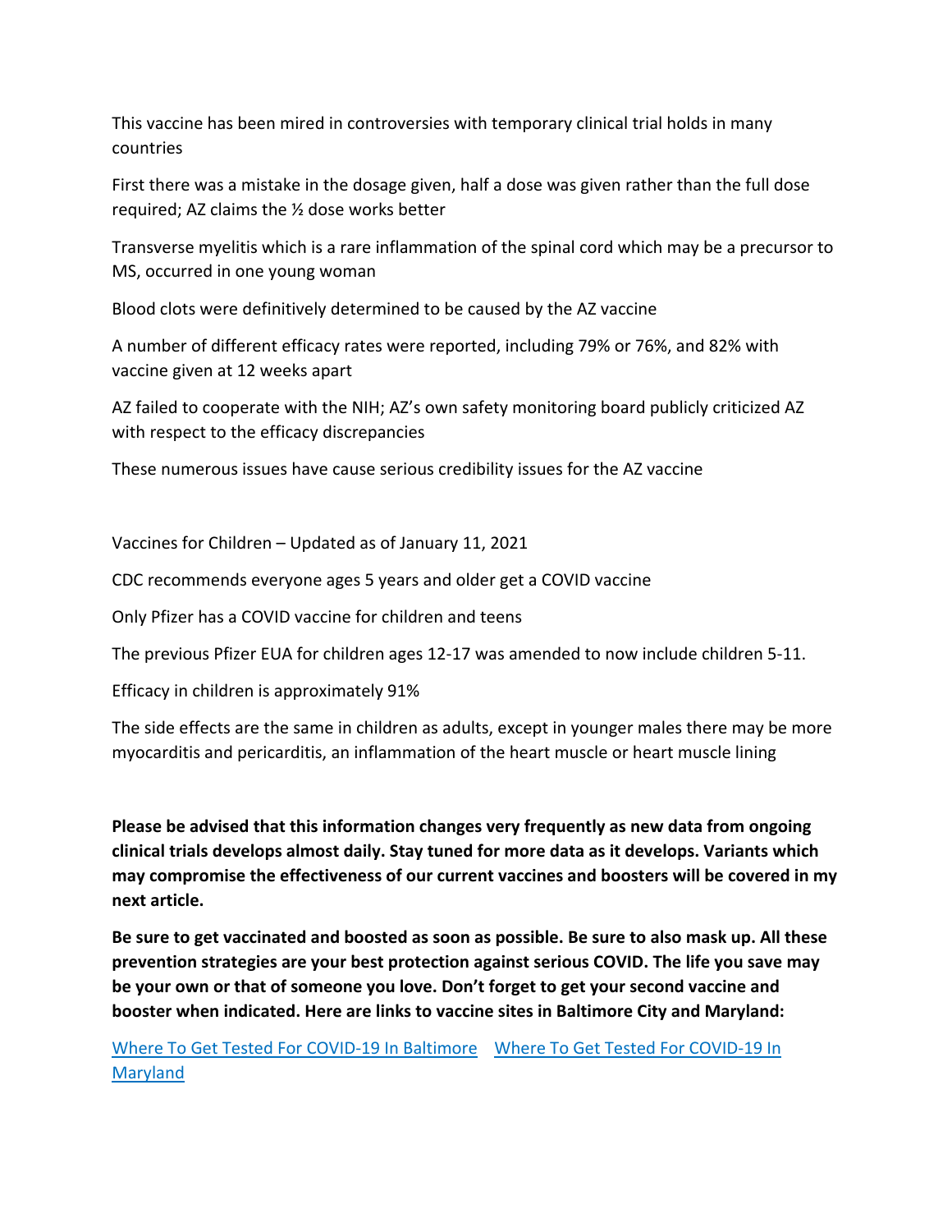This vaccine has been mired in controversies with temporary clinical trial holds in many countries

First there was a mistake in the dosage given, half a dose was given rather than the full dose required; AZ claims the ½ dose works better

Transverse myelitis which is a rare inflammation of the spinal cord which may be a precursor to MS, occurred in one young woman

Blood clots were definitively determined to be caused by the AZ vaccine

A number of different efficacy rates were reported, including 79% or 76%, and 82% with vaccine given at 12 weeks apart

AZ failed to cooperate with the NIH; AZ's own safety monitoring board publicly criticized AZ with respect to the efficacy discrepancies

These numerous issues have cause serious credibility issues for the AZ vaccine

Vaccines for Children – Updated as of January 11, 2021

CDC recommends everyone ages 5 years and older get a COVID vaccine

Only Pfizer has a COVID vaccine for children and teens

The previous Pfizer EUA for children ages 12-17 was amended to now include children 5-11.

Efficacy in children is approximately 91%

The side effects are the same in children as adults, except in younger males there may be more myocarditis and pericarditis, an inflammation of the heart muscle or heart muscle lining

**Please be advised that this information changes very frequently as new data from ongoing clinical trials develops almost daily. Stay tuned for more data as it develops. Variants which may compromise the effectiveness of our current vaccines and boosters will be covered in my next article.**

**Be sure to get vaccinated and boosted as soon as possible. Be sure to also mask up. All these prevention strategies are your best protection against serious COVID. The life you save may be your own or that of someone you love. Don't forget to get your second vaccine and booster when indicated. Here are links to vaccine sites in Baltimore City and Maryland:**

Where To Get Tested For COVID-19 In Baltimore    Where To Get Tested For COVID-19 In Maryland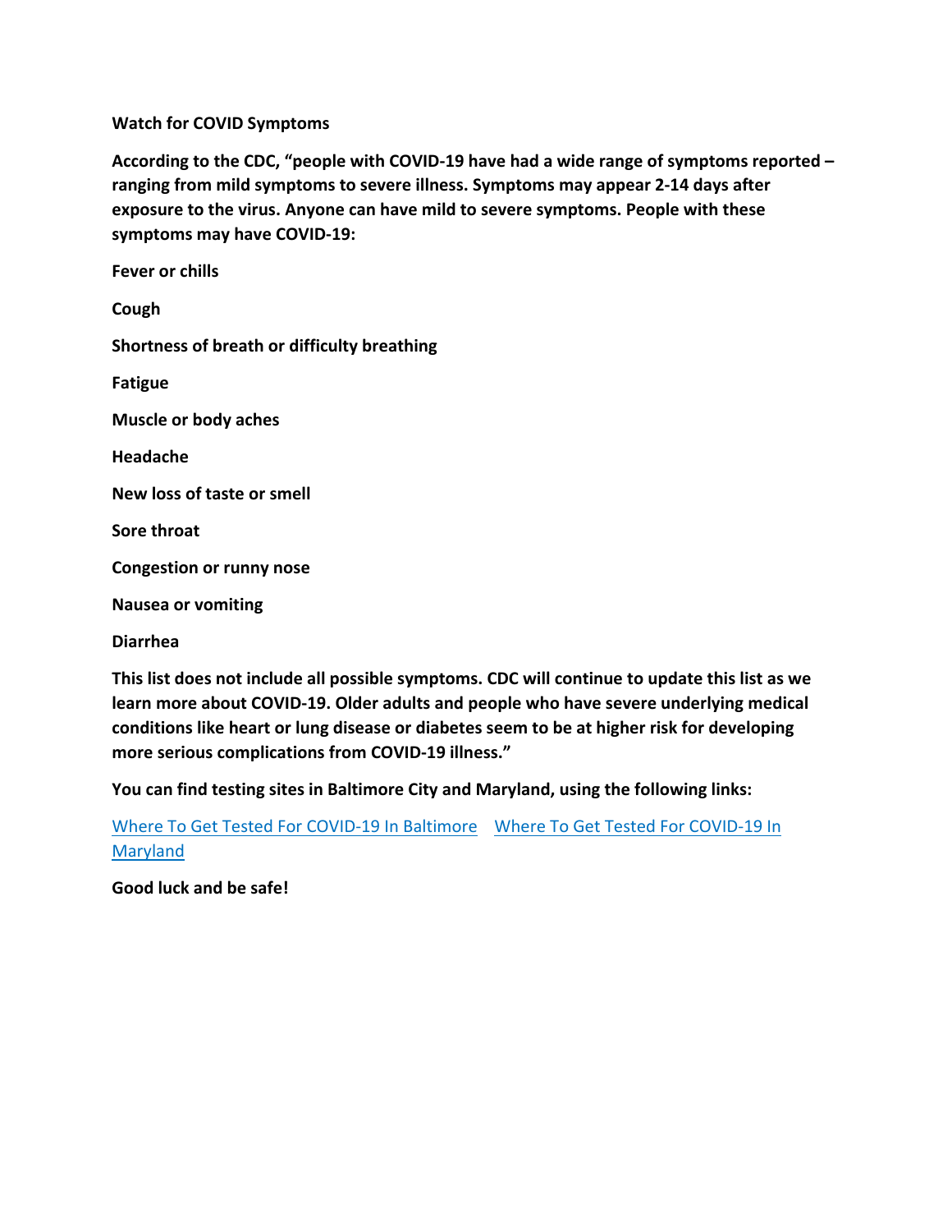**Watch for COVID Symptoms**

**According to the CDC, "people with COVID-19 have had a wide range of symptoms reported – ranging from mild symptoms to severe illness. Symptoms may appear 2-14 days after exposure to the virus. Anyone can have mild to severe symptoms. People with these symptoms may have COVID-19:**

**Fever or chills**

**Cough**

**Shortness of breath or difficulty breathing**

**Fatigue**

**Muscle or body aches**

**Headache**

**New loss of taste or smell**

**Sore throat**

**Congestion or runny nose**

**Nausea or vomiting**

**Diarrhea**

**This list does not include all possible symptoms. CDC will continue to update this list as we learn more about COVID-19. Older adults and people who have severe underlying medical conditions like heart or lung disease or diabetes seem to be at higher risk for developing more serious complications from COVID-19 illness."**

**You can find testing sites in Baltimore City and Maryland, using the following links:**

Where To Get Tested For COVID-19 In Baltimore    Where To Get Tested For COVID-19 In Maryland

**Good luck and be safe!**